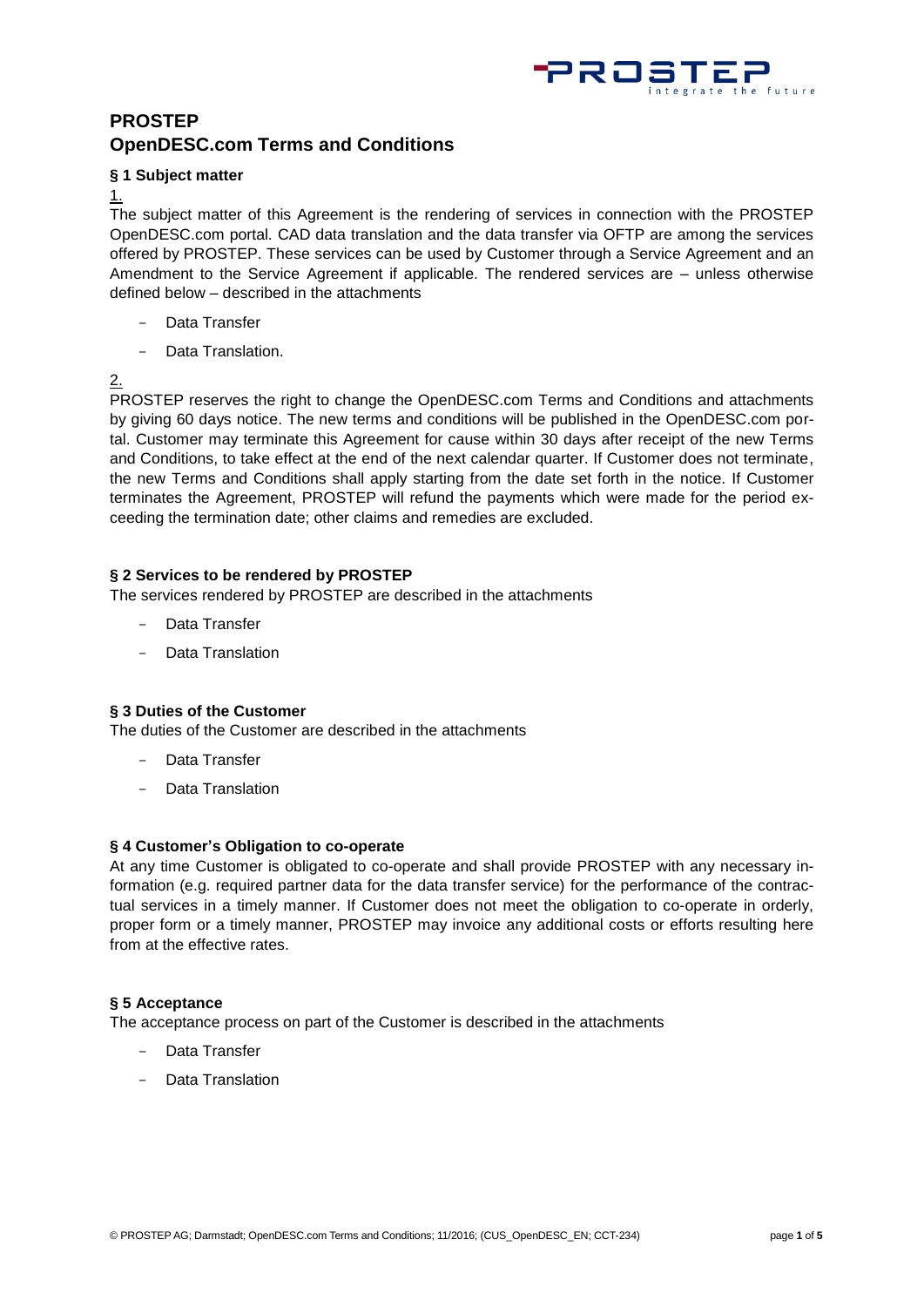# PROSTEP
# OpenDESC.com Terms and Conditions

## § 1 Subject matter

1.

The subject matter of this Agreement is the rendering of services in connection with the PROSTEP OpenDESC.com portal. CAD data translation and the data transfer via OFTP are among the services offered by PROSTEP. These services can be used by Customer through a Service Agreement and an Amendment to the Service Agreement if applicable. The rendered services are – unless otherwise defined below – described in the attachments

- Data Transfer
- Data Translation.

2.

PROSTEP reserves the right to change the OpenDESC.com Terms and Conditions and attachments by giving 60 days notice. The new terms and conditions will be published in the OpenDESC.com portal. Customer may terminate this Agreement for cause within 30 days after receipt of the new Terms and Conditions, to take effect at the end of the next calendar quarter. If Customer does not terminate, the new Terms and Conditions shall apply starting from the date set forth in the notice. If Customer terminates the Agreement, PROSTEP will refund the payments which were made for the period exceeding the termination date; other claims and remedies are excluded.

## § 2 Services to be rendered by PROSTEP

The services rendered by PROSTEP are described in the attachments

- Data Transfer
- Data Translation

## § 3 Duties of the Customer

The duties of the Customer are described in the attachments

- Data Transfer
- Data Translation

## § 4 Customer's Obligation to co-operate

At any time Customer is obligated to co-operate and shall provide PROSTEP with any necessary information (e.g. required partner data for the data transfer service) for the performance of the contractual services in a timely manner. If Customer does not meet the obligation to co-operate in orderly, proper form or a timely manner, PROSTEP may invoice any additional costs or efforts resulting here from at the effective rates.

## § 5 Acceptance

The acceptance process on part of the Customer is described in the attachments

- Data Transfer
- Data Translation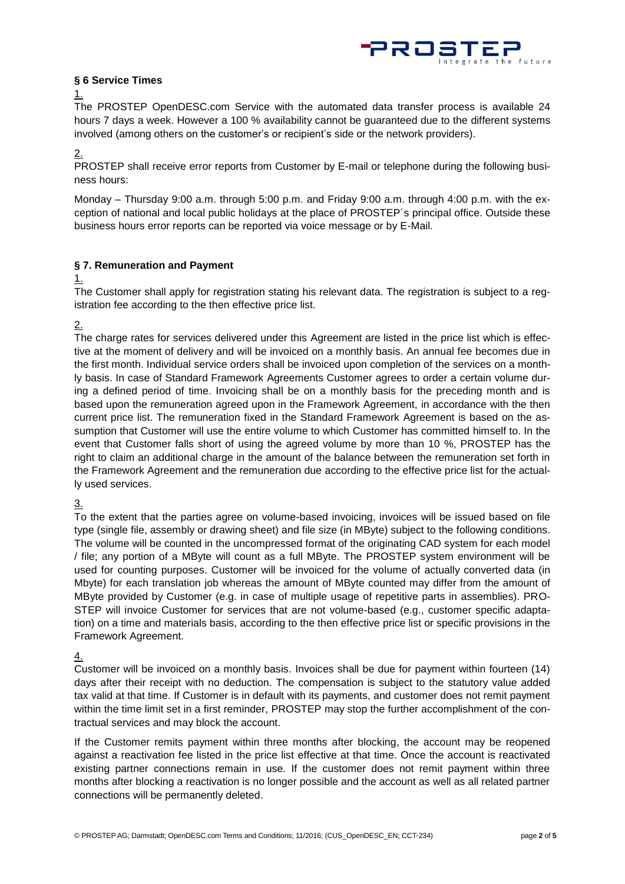### § 6 Service Times

1.

The PROSTEP OpenDESC.com Service with the automated data transfer process is available 24 hours 7 days a week. However a 100 % availability cannot be guaranteed due to the different systems involved (among others on the customer's or recipient's side or the network providers).

2.

PROSTEP shall receive error reports from Customer by E-mail or telephone during the following business hours:

Monday – Thursday 9:00 a.m. through 5:00 p.m. and Friday 9:00 a.m. through 4:00 p.m. with the exception of national and local public holidays at the place of PROSTEP´s principal office. Outside these business hours error reports can be reported via voice message or by E-Mail.

### § 7. Remuneration and Payment

1.

The Customer shall apply for registration stating his relevant data. The registration is subject to a registration fee according to the then effective price list.

2.

The charge rates for services delivered under this Agreement are listed in the price list which is effective at the moment of delivery and will be invoiced on a monthly basis. An annual fee becomes due in the first month. Individual service orders shall be invoiced upon completion of the services on a monthly basis. In case of Standard Framework Agreements Customer agrees to order a certain volume during a defined period of time. Invoicing shall be on a monthly basis for the preceding month and is based upon the remuneration agreed upon in the Framework Agreement, in accordance with the then current price list. The remuneration fixed in the Standard Framework Agreement is based on the assumption that Customer will use the entire volume to which Customer has committed himself to. In the event that Customer falls short of using the agreed volume by more than 10 %, PROSTEP has the right to claim an additional charge in the amount of the balance between the remuneration set forth in the Framework Agreement and the remuneration due according to the effective price list for the actually used services.

3.

To the extent that the parties agree on volume-based invoicing, invoices will be issued based on file type (single file, assembly or drawing sheet) and file size (in MByte) subject to the following conditions. The volume will be counted in the uncompressed format of the originating CAD system for each model / file; any portion of a MByte will count as a full MByte. The PROSTEP system environment will be used for counting purposes. Customer will be invoiced for the volume of actually converted data (in Mbyte) for each translation job whereas the amount of MByte counted may differ from the amount of MByte provided by Customer (e.g. in case of multiple usage of repetitive parts in assemblies). PROSTEP will invoice Customer for services that are not volume-based (e.g., customer specific adaptation) on a time and materials basis, according to the then effective price list or specific provisions in the Framework Agreement.

4.

Customer will be invoiced on a monthly basis. Invoices shall be due for payment within fourteen (14) days after their receipt with no deduction. The compensation is subject to the statutory value added tax valid at that time. If Customer is in default with its payments, and customer does not remit payment within the time limit set in a first reminder, PROSTEP may stop the further accomplishment of the contractual services and may block the account.

If the Customer remits payment within three months after blocking, the account may be reopened against a reactivation fee listed in the price list effective at that time. Once the account is reactivated existing partner connections remain in use. If the customer does not remit payment within three months after blocking a reactivation is no longer possible and the account as well as all related partner connections will be permanently deleted.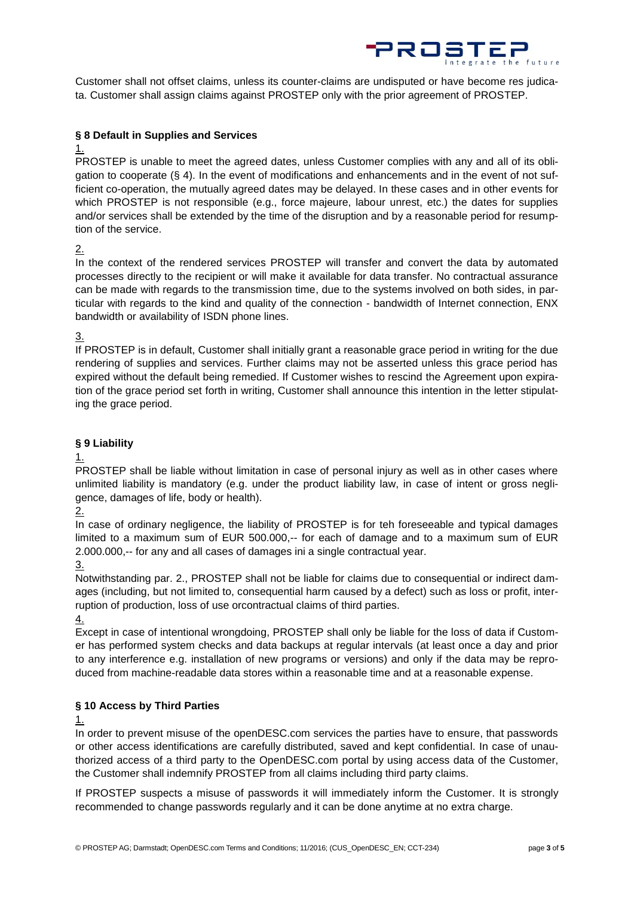Customer shall not offset claims, unless its counter-claims are undisputed or have become res judicata. Customer shall assign claims against PROSTEP only with the prior agreement of PROSTEP.

## § 8 Default in Supplies and Services

1.

PROSTEP is unable to meet the agreed dates, unless Customer complies with any and all of its obligation to cooperate (§ 4). In the event of modifications and enhancements and in the event of not sufficient co-operation, the mutually agreed dates may be delayed. In these cases and in other events for which PROSTEP is not responsible (e.g., force majeure, labour unrest, etc.) the dates for supplies and/or services shall be extended by the time of the disruption and by a reasonable period for resumption of the service.

2.

In the context of the rendered services PROSTEP will transfer and convert the data by automated processes directly to the recipient or will make it available for data transfer. No contractual assurance can be made with regards to the transmission time, due to the systems involved on both sides, in particular with regards to the kind and quality of the connection - bandwidth of Internet connection, ENX bandwidth or availability of ISDN phone lines.

3.

If PROSTEP is in default, Customer shall initially grant a reasonable grace period in writing for the due rendering of supplies and services. Further claims may not be asserted unless this grace period has expired without the default being remedied. If Customer wishes to rescind the Agreement upon expiration of the grace period set forth in writing, Customer shall announce this intention in the letter stipulating the grace period.

## § 9 Liability

1.

PROSTEP shall be liable without limitation in case of personal injury as well as in other cases where unlimited liability is mandatory (e.g. under the product liability law, in case of intent or gross negligence, damages of life, body or health).

2.

In case of ordinary negligence, the liability of PROSTEP is for teh foreseeable and typical damages limited to a maximum sum of EUR 500.000,-- for each of damage and to a maximum sum of EUR 2.000.000,-- for any and all cases of damages ini a single contractual year.

3.

Notwithstanding par. 2., PROSTEP shall not be liable for claims due to consequential or indirect damages (including, but not limited to, consequential harm caused by a defect) such as loss or profit, interruption of production, loss of use orcontractual claims of third parties.

4.

Except in case of intentional wrongdoing, PROSTEP shall only be liable for the loss of data if Customer has performed system checks and data backups at regular intervals (at least once a day and prior to any interference e.g. installation of new programs or versions) and only if the data may be reproduced from machine-readable data stores within a reasonable time and at a reasonable expense.

## § 10 Access by Third Parties

1.

In order to prevent misuse of the openDESC.com services the parties have to ensure, that passwords or other access identifications are carefully distributed, saved and kept confidential. In case of unauthorized access of a third party to the OpenDESC.com portal by using access data of the Customer, the Customer shall indemnify PROSTEP from all claims including third party claims.

If PROSTEP suspects a misuse of passwords it will immediately inform the Customer. It is strongly recommended to change passwords regularly and it can be done anytime at no extra charge.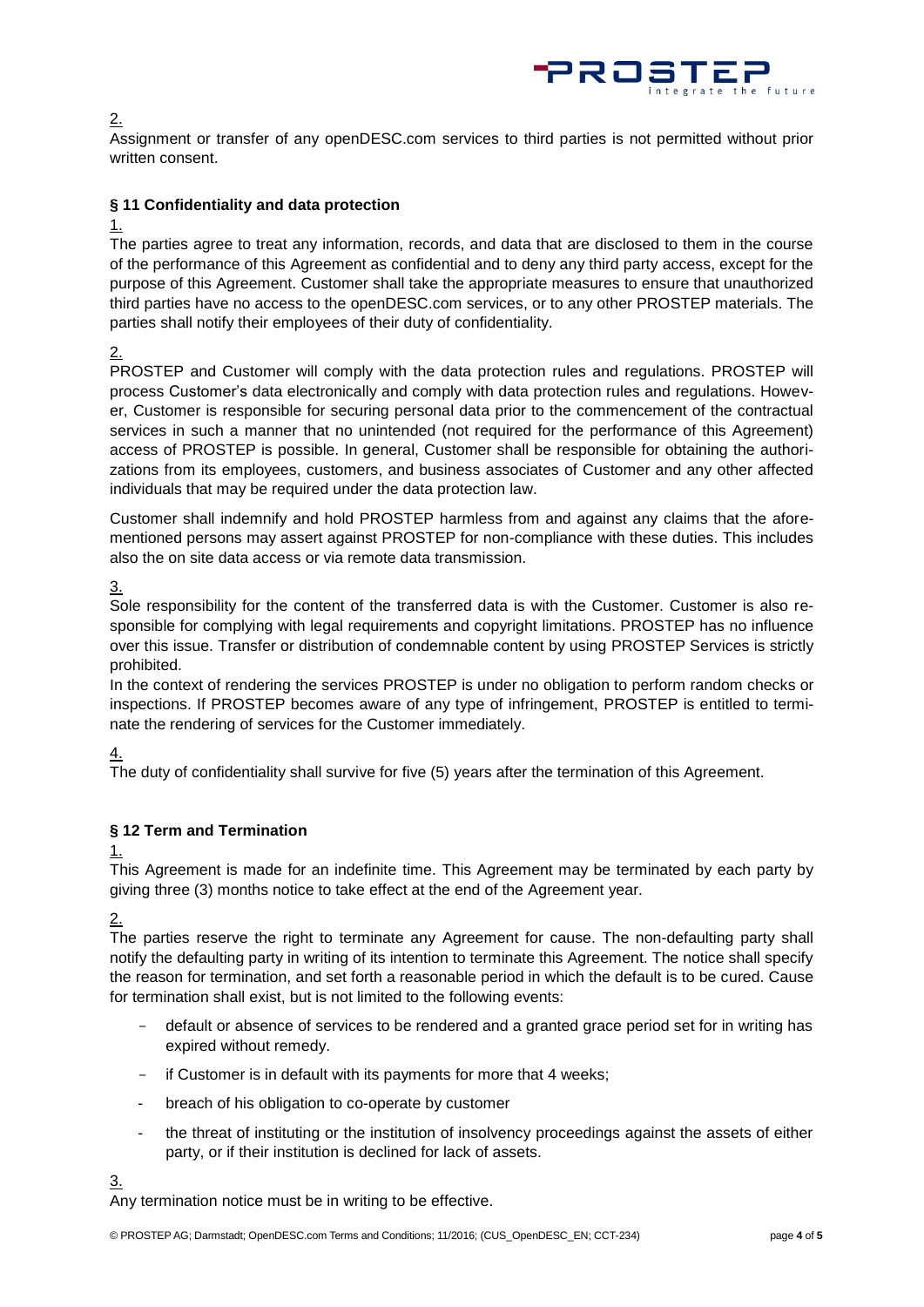2.

Assignment or transfer of any openDESC.com services to third parties is not permitted without prior written consent.

## § 11 Confidentiality and data protection

1.

The parties agree to treat any information, records, and data that are disclosed to them in the course of the performance of this Agreement as confidential and to deny any third party access, except for the purpose of this Agreement. Customer shall take the appropriate measures to ensure that unauthorized third parties have no access to the openDESC.com services, or to any other PROSTEP materials. The parties shall notify their employees of their duty of confidentiality.

2.

PROSTEP and Customer will comply with the data protection rules and regulations. PROSTEP will process Customer's data electronically and comply with data protection rules and regulations. However, Customer is responsible for securing personal data prior to the commencement of the contractual services in such a manner that no unintended (not required for the performance of this Agreement) access of PROSTEP is possible. In general, Customer shall be responsible for obtaining the authorizations from its employees, customers, and business associates of Customer and any other affected individuals that may be required under the data protection law.

Customer shall indemnify and hold PROSTEP harmless from and against any claims that the aforementioned persons may assert against PROSTEP for non-compliance with these duties. This includes also the on site data access or via remote data transmission.

3.

Sole responsibility for the content of the transferred data is with the Customer. Customer is also responsible for complying with legal requirements and copyright limitations. PROSTEP has no influence over this issue. Transfer or distribution of condemnable content by using PROSTEP Services is strictly prohibited.
In the context of rendering the services PROSTEP is under no obligation to perform random checks or inspections. If PROSTEP becomes aware of any type of infringement, PROSTEP is entitled to terminate the rendering of services for the Customer immediately.

4.

The duty of confidentiality shall survive for five (5) years after the termination of this Agreement.

## § 12 Term and Termination

1.

This Agreement is made for an indefinite time. This Agreement may be terminated by each party by giving three (3) months notice to take effect at the end of the Agreement year.

2.

The parties reserve the right to terminate any Agreement for cause. The non-defaulting party shall notify the defaulting party in writing of its intention to terminate this Agreement. The notice shall specify the reason for termination, and set forth a reasonable period in which the default is to be cured. Cause for termination shall exist, but is not limited to the following events:

- default or absence of services to be rendered and a granted grace period set for in writing has expired without remedy.
- if Customer is in default with its payments for more that 4 weeks;
- breach of his obligation to co-operate by customer
- the threat of instituting or the institution of insolvency proceedings against the assets of either party, or if their institution is declined for lack of assets.

3.

Any termination notice must be in writing to be effective.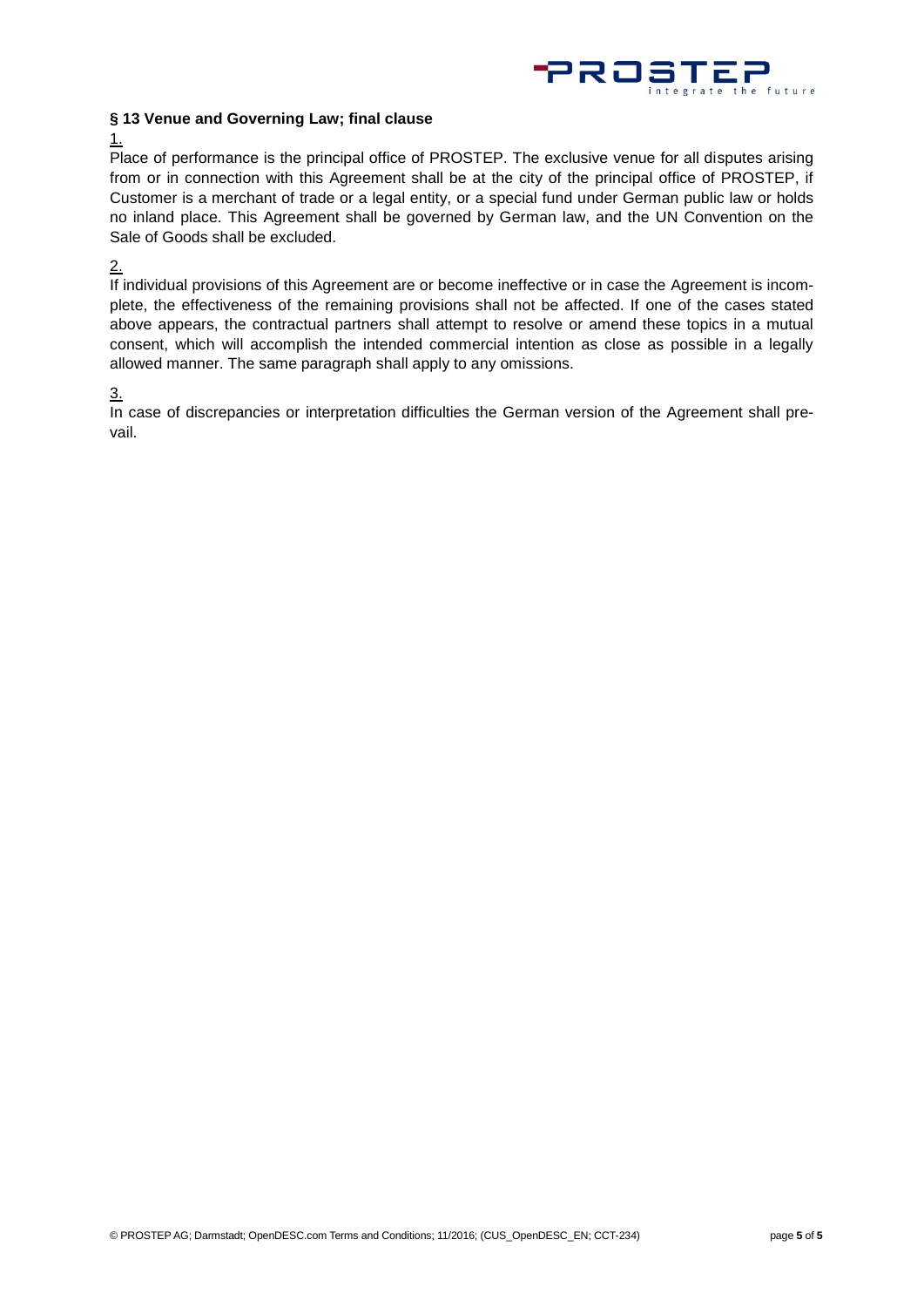### § 13 Venue and Governing Law; final clause

1.

Place of performance is the principal office of PROSTEP. The exclusive venue for all disputes arising from or in connection with this Agreement shall be at the city of the principal office of PROSTEP, if Customer is a merchant of trade or a legal entity, or a special fund under German public law or holds no inland place. This Agreement shall be governed by German law, and the UN Convention on the Sale of Goods shall be excluded.

2.

If individual provisions of this Agreement are or become ineffective or in case the Agreement is incomplete, the effectiveness of the remaining provisions shall not be affected. If one of the cases stated above appears, the contractual partners shall attempt to resolve or amend these topics in a mutual consent, which will accomplish the intended commercial intention as close as possible in a legally allowed manner. The same paragraph shall apply to any omissions.

3.

In case of discrepancies or interpretation difficulties the German version of the Agreement shall prevail.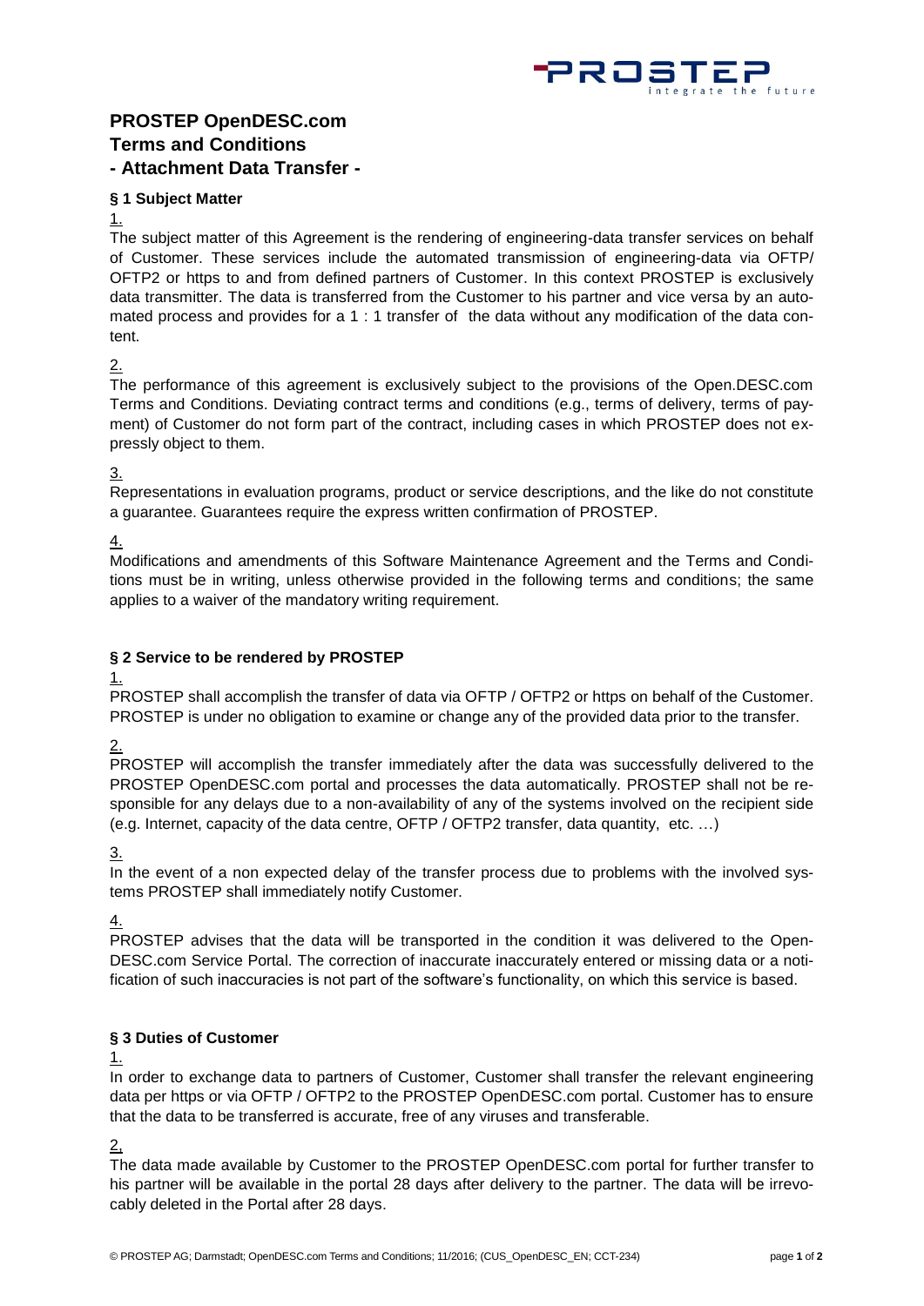# PROSTEP OpenDESC.com Terms and Conditions - Attachment Data Transfer -

## § 1 Subject Matter

1.

The subject matter of this Agreement is the rendering of engineering-data transfer services on behalf of Customer. These services include the automated transmission of engineering-data via OFTP/ OFTP2 or https to and from defined partners of Customer. In this context PROSTEP is exclusively data transmitter. The data is transferred from the Customer to his partner and vice versa by an automated process and provides for a 1 : 1 transfer of the data without any modification of the data content.

2.

The performance of this agreement is exclusively subject to the provisions of the Open.DESC.com Terms and Conditions. Deviating contract terms and conditions (e.g., terms of delivery, terms of payment) of Customer do not form part of the contract, including cases in which PROSTEP does not expressly object to them.

3.

Representations in evaluation programs, product or service descriptions, and the like do not constitute a guarantee. Guarantees require the express written confirmation of PROSTEP.

4.

Modifications and amendments of this Software Maintenance Agreement and the Terms and Conditions must be in writing, unless otherwise provided in the following terms and conditions; the same applies to a waiver of the mandatory writing requirement.

## § 2 Service to be rendered by PROSTEP

1.

PROSTEP shall accomplish the transfer of data via OFTP / OFTP2 or https on behalf of the Customer. PROSTEP is under no obligation to examine or change any of the provided data prior to the transfer.

2.

PROSTEP will accomplish the transfer immediately after the data was successfully delivered to the PROSTEP OpenDESC.com portal and processes the data automatically. PROSTEP shall not be responsible for any delays due to a non-availability of any of the systems involved on the recipient side (e.g. Internet, capacity of the data centre, OFTP / OFTP2 transfer, data quantity, etc. …)

3.

In the event of a non expected delay of the transfer process due to problems with the involved systems PROSTEP shall immediately notify Customer.

4.

PROSTEP advises that the data will be transported in the condition it was delivered to the OpenDESC.com Service Portal. The correction of inaccurate inaccurately entered or missing data or a notification of such inaccuracies is not part of the software's functionality, on which this service is based.

## § 3 Duties of Customer

1.

In order to exchange data to partners of Customer, Customer shall transfer the relevant engineering data per https or via OFTP / OFTP2 to the PROSTEP OpenDESC.com portal. Customer has to ensure that the data to be transferred is accurate, free of any viruses and transferable.

2,

The data made available by Customer to the PROSTEP OpenDESC.com portal for further transfer to his partner will be available in the portal 28 days after delivery to the partner. The data will be irrevocably deleted in the Portal after 28 days.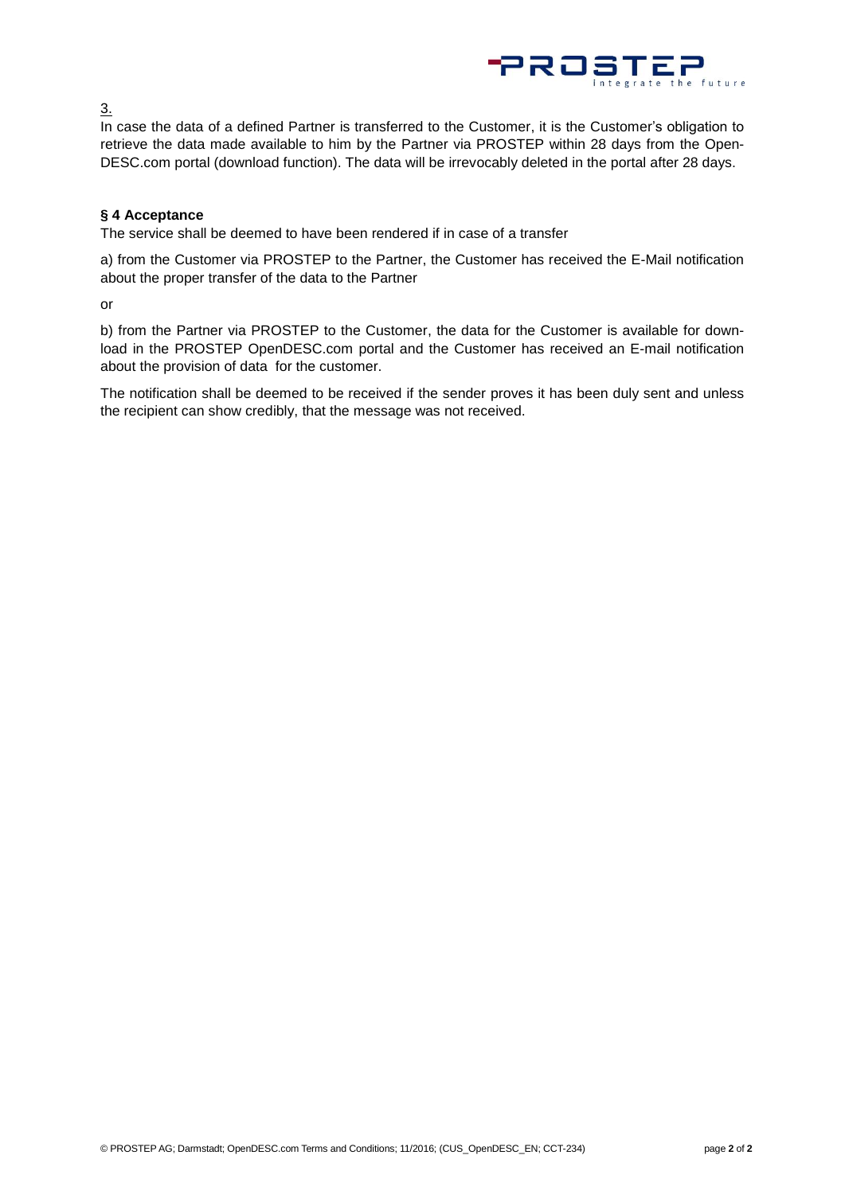<u>3.</u>

In case the data of a defined Partner is transferred to the Customer, it is the Customer's obligation to retrieve the data made available to him by the Partner via PROSTEP within 28 days from the Open-DESC.com portal (download function). The data will be irrevocably deleted in the portal after 28 days.

**§ 4 Acceptance**

The service shall be deemed to have been rendered if in case of a transfer

a) from the Customer via PROSTEP to the Partner, the Customer has received the E-Mail notification about the proper transfer of the data to the Partner

or

b) from the Partner via PROSTEP to the Customer, the data for the Customer is available for download in the PROSTEP OpenDESC.com portal and the Customer has received an E-mail notification about the provision of data for the customer.

The notification shall be deemed to be received if the sender proves it has been duly sent and unless the recipient can show credibly, that the message was not received.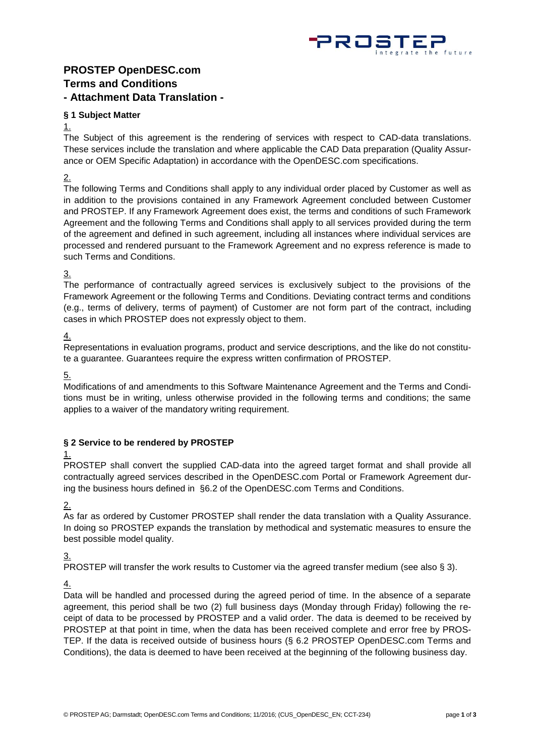# PROSTEP OpenDESC.com Terms and Conditions - Attachment Data Translation -

## § 1 Subject Matter

1.

The Subject of this agreement is the rendering of services with respect to CAD-data translations. These services include the translation and where applicable the CAD Data preparation (Quality Assurance or OEM Specific Adaptation) in accordance with the OpenDESC.com specifications.

2.

The following Terms and Conditions shall apply to any individual order placed by Customer as well as in addition to the provisions contained in any Framework Agreement concluded between Customer and PROSTEP. If any Framework Agreement does exist, the terms and conditions of such Framework Agreement and the following Terms and Conditions shall apply to all services provided during the term of the agreement and defined in such agreement, including all instances where individual services are processed and rendered pursuant to the Framework Agreement and no express reference is made to such Terms and Conditions.

3.

The performance of contractually agreed services is exclusively subject to the provisions of the Framework Agreement or the following Terms and Conditions. Deviating contract terms and conditions (e.g., terms of delivery, terms of payment) of Customer are not form part of the contract, including cases in which PROSTEP does not expressly object to them.

4.

Representations in evaluation programs, product and service descriptions, and the like do not constitute a guarantee. Guarantees require the express written confirmation of PROSTEP.

5.

Modifications of and amendments to this Software Maintenance Agreement and the Terms and Conditions must be in writing, unless otherwise provided in the following terms and conditions; the same applies to a waiver of the mandatory writing requirement.

## § 2 Service to be rendered by PROSTEP

1.

PROSTEP shall convert the supplied CAD-data into the agreed target format and shall provide all contractually agreed services described in the OpenDESC.com Portal or Framework Agreement during the business hours defined in §6.2 of the OpenDESC.com Terms and Conditions.

2.

As far as ordered by Customer PROSTEP shall render the data translation with a Quality Assurance. In doing so PROSTEP expands the translation by methodical and systematic measures to ensure the best possible model quality.

3.

PROSTEP will transfer the work results to Customer via the agreed transfer medium (see also § 3).

4.

Data will be handled and processed during the agreed period of time. In the absence of a separate agreement, this period shall be two (2) full business days (Monday through Friday) following the receipt of data to be processed by PROSTEP and a valid order. The data is deemed to be received by PROSTEP at that point in time, when the data has been received complete and error free by PROSTEP. If the data is received outside of business hours (§ 6.2 PROSTEP OpenDESC.com Terms and Conditions), the data is deemed to have been received at the beginning of the following business day.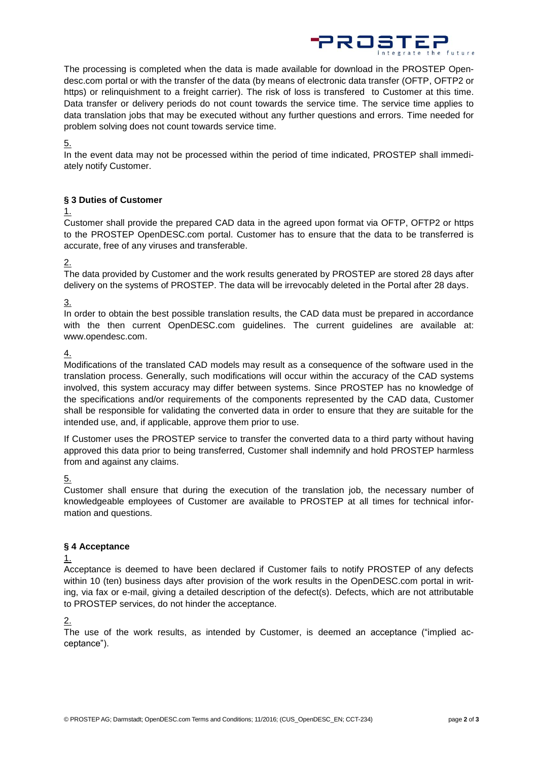The processing is completed when the data is made available for download in the PROSTEP Opendesc.com portal or with the transfer of the data (by means of electronic data transfer (OFTP, OFTP2 or https) or relinquishment to a freight carrier). The risk of loss is transfered to Customer at this time. Data transfer or delivery periods do not count towards the service time. The service time applies to data translation jobs that may be executed without any further questions and errors. Time needed for problem solving does not count towards service time.

5.

In the event data may not be processed within the period of time indicated, PROSTEP shall immediately notify Customer.

### § 3 Duties of Customer

1.

Customer shall provide the prepared CAD data in the agreed upon format via OFTP, OFTP2 or https to the PROSTEP OpenDESC.com portal. Customer has to ensure that the data to be transferred is accurate, free of any viruses and transferable.

2.

The data provided by Customer and the work results generated by PROSTEP are stored 28 days after delivery on the systems of PROSTEP. The data will be irrevocably deleted in the Portal after 28 days.

3.

In order to obtain the best possible translation results, the CAD data must be prepared in accordance with the then current OpenDESC.com guidelines. The current guidelines are available at: www.opendesc.com.

4.

Modifications of the translated CAD models may result as a consequence of the software used in the translation process. Generally, such modifications will occur within the accuracy of the CAD systems involved, this system accuracy may differ between systems. Since PROSTEP has no knowledge of the specifications and/or requirements of the components represented by the CAD data, Customer shall be responsible for validating the converted data in order to ensure that they are suitable for the intended use, and, if applicable, approve them prior to use.

If Customer uses the PROSTEP service to transfer the converted data to a third party without having approved this data prior to being transferred, Customer shall indemnify and hold PROSTEP harmless from and against any claims.

5.

Customer shall ensure that during the execution of the translation job, the necessary number of knowledgeable employees of Customer are available to PROSTEP at all times for technical information and questions.

### § 4 Acceptance

1.

Acceptance is deemed to have been declared if Customer fails to notify PROSTEP of any defects within 10 (ten) business days after provision of the work results in the OpenDESC.com portal in writing, via fax or e-mail, giving a detailed description of the defect(s). Defects, which are not attributable to PROSTEP services, do not hinder the acceptance.

2.

The use of the work results, as intended by Customer, is deemed an acceptance ("implied acceptance").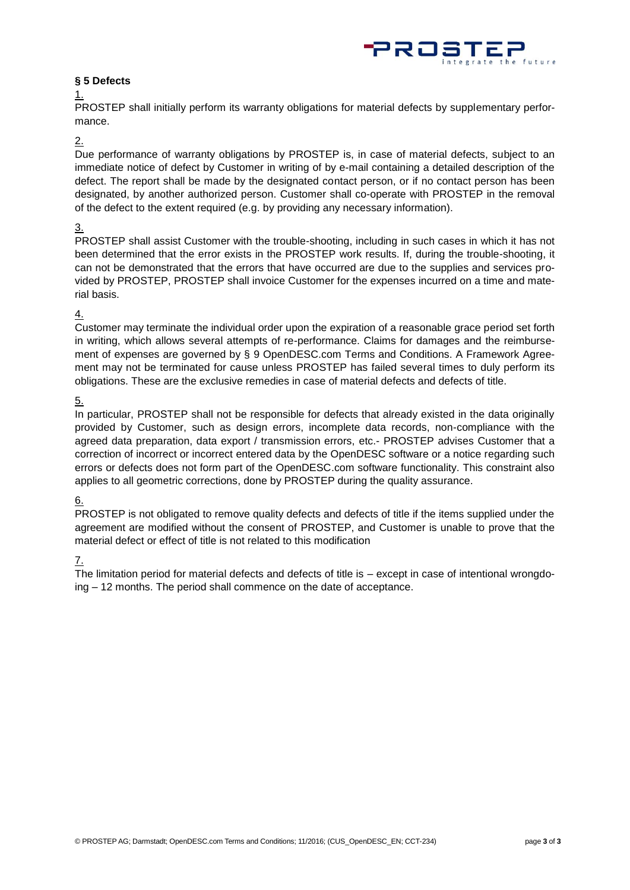## § 5 Defects

1.

PROSTEP shall initially perform its warranty obligations for material defects by supplementary performance.

2.

Due performance of warranty obligations by PROSTEP is, in case of material defects, subject to an immediate notice of defect by Customer in writing of by e-mail containing a detailed description of the defect. The report shall be made by the designated contact person, or if no contact person has been designated, by another authorized person. Customer shall co-operate with PROSTEP in the removal of the defect to the extent required (e.g. by providing any necessary information).

3.

PROSTEP shall assist Customer with the trouble-shooting, including in such cases in which it has not been determined that the error exists in the PROSTEP work results. If, during the trouble-shooting, it can not be demonstrated that the errors that have occurred are due to the supplies and services provided by PROSTEP, PROSTEP shall invoice Customer for the expenses incurred on a time and material basis.

4.

Customer may terminate the individual order upon the expiration of a reasonable grace period set forth in writing, which allows several attempts of re-performance. Claims for damages and the reimbursement of expenses are governed by § 9 OpenDESC.com Terms and Conditions. A Framework Agreement may not be terminated for cause unless PROSTEP has failed several times to duly perform its obligations. These are the exclusive remedies in case of material defects and defects of title.

5.

In particular, PROSTEP shall not be responsible for defects that already existed in the data originally provided by Customer, such as design errors, incomplete data records, non-compliance with the agreed data preparation, data export / transmission errors, etc.- PROSTEP advises Customer that a correction of incorrect or incorrect entered data by the OpenDESC software or a notice regarding such errors or defects does not form part of the OpenDESC.com software functionality. This constraint also applies to all geometric corrections, done by PROSTEP during the quality assurance.

6.

PROSTEP is not obligated to remove quality defects and defects of title if the items supplied under the agreement are modified without the consent of PROSTEP, and Customer is unable to prove that the material defect or effect of title is not related to this modification

7.

The limitation period for material defects and defects of title is – except in case of intentional wrongdoing – 12 months. The period shall commence on the date of acceptance.